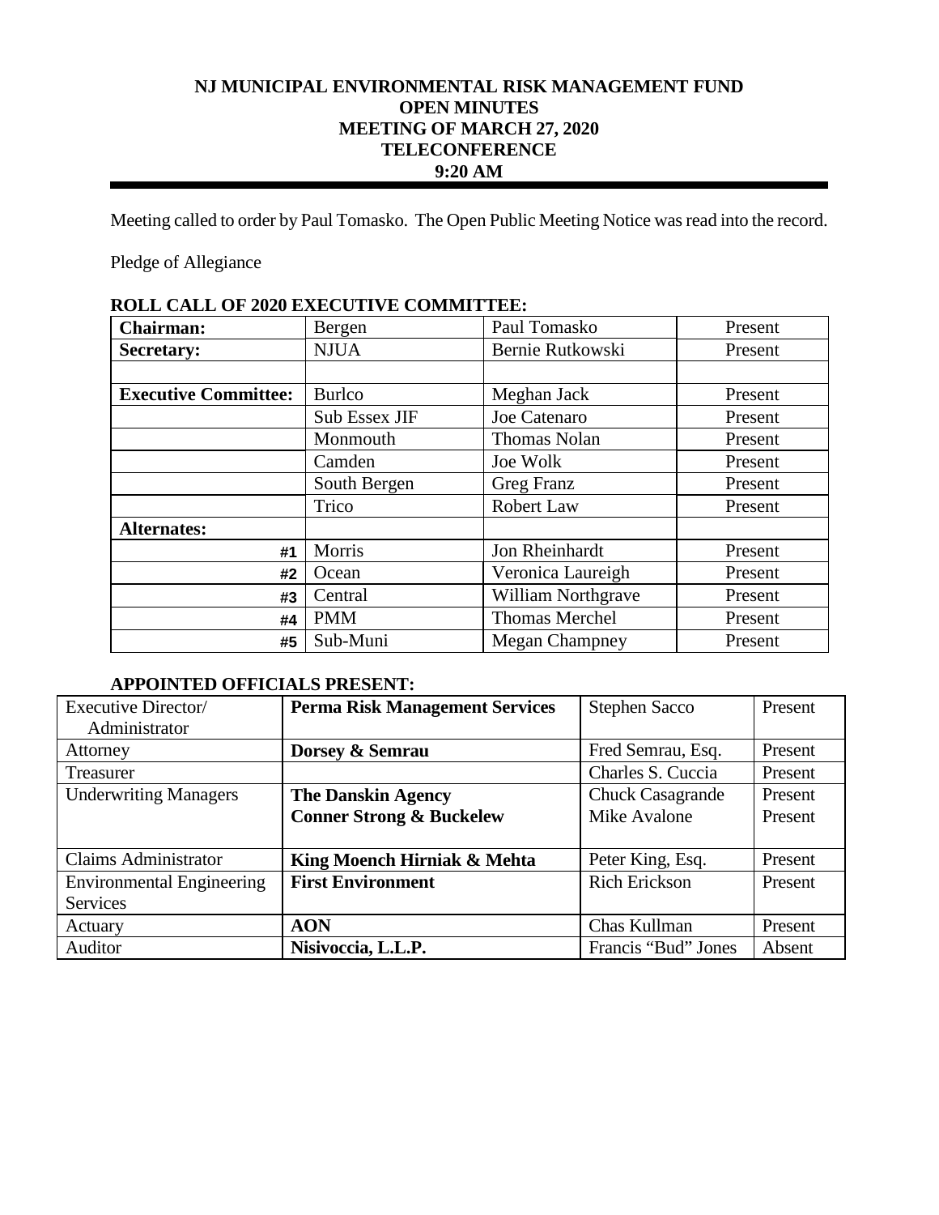# NJ MUNICIPAL ENVIRONMENTAL RISK MANAGEMENT FUND
# OPEN MINUTES
# MEETING OF MARCH 27, 2020
# TELECONFERENCE
# 9:20 AM

Meeting called to order by Paul Tomasko. The Open Public Meeting Notice was read into the record.

Pledge of Allegiance

**ROLL CALL OF 2020 EXECUTIVE COMMITTEE:**

| | | | |
|---|---|---|---|
| **Chairman:** | Bergen | Paul Tomasko | Present |
| **Secretary:** | NJUA | Bernie Rutkowski | Present |
| | | | |
| **Executive Committee:** | Burlco | Meghan Jack | Present |
| | Sub Essex JIF | Joe Catenaro | Present |
| | Monmouth | Thomas Nolan | Present |
| | Camden | Joe Wolk | Present |
| | South Bergen | Greg Franz | Present |
| | Trico | Robert Law | Present |
| **Alternates:** | | | |
| #1 | Morris | Jon Rheinhardt | Present |
| #2 | Ocean | Veronica Laureigh | Present |
| #3 | Central | William Northgrave | Present |
| #4 | PMM | Thomas Merchel | Present |
| #5 | Sub-Muni | Megan Champney | Present |

**APPOINTED OFFICIALS PRESENT:**

| | | | |
|---|---|---|---|
| Executive Director/ Administrator | **Perma Risk Management Services** | Stephen Sacco | Present |
| Attorney | **Dorsey & Semrau** | Fred Semrau, Esq. | Present |
| Treasurer | | Charles S. Cuccia | Present |
| Underwriting Managers | **The Danskin Agency**<br>**Conner Strong & Buckelew** | Chuck Casagrande<br>Mike Avalone | Present<br>Present |
| Claims Administrator | **King Moench Hirniak & Mehta** | Peter King, Esq. | Present |
| Environmental Engineering Services | **First Environment** | Rich Erickson | Present |
| Actuary | **AON** | Chas Kullman | Present |
| Auditor | **Nisivoccia, L.L.P.** | Francis "Bud" Jones | Absent |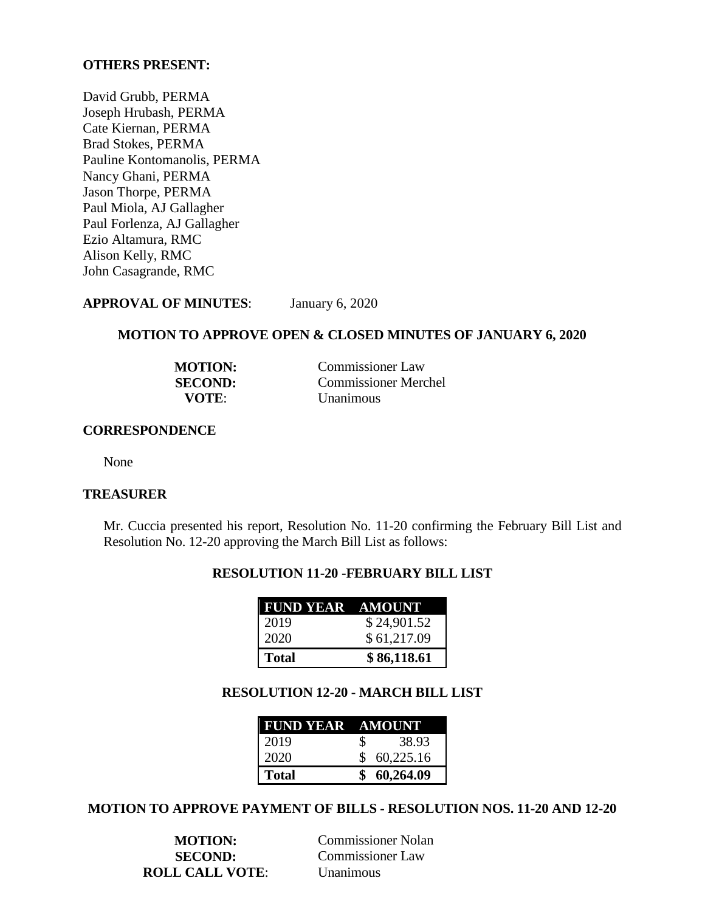**OTHERS PRESENT:**

David Grubb, PERMA
Joseph Hrubash, PERMA
Cate Kiernan, PERMA
Brad Stokes, PERMA
Pauline Kontomanolis, PERMA
Nancy Ghani, PERMA
Jason Thorpe, PERMA
Paul Miola, AJ Gallagher
Paul Forlenza, AJ Gallagher
Ezio Altamura, RMC
Alison Kelly, RMC
John Casagrande, RMC

**APPROVAL OF MINUTES**: January 6, 2020

**MOTION TO APPROVE OPEN & CLOSED MINUTES OF JANUARY 6, 2020**

**MOTION:** Commissioner Law
**SECOND:** Commissioner Merchel
**VOTE**: Unanimous

**CORRESPONDENCE**

None

**TREASURER**

Mr. Cuccia presented his report, Resolution No. 11-20 confirming the February Bill List and Resolution No. 12-20 approving the March Bill List as follows:

**RESOLUTION 11-20 -FEBRUARY BILL LIST**

| FUND YEAR | AMOUNT |
|---|---|
| 2019 | $ 24,901.52 |
| 2020 | $ 61,217.09 |
| **Total** | **$ 86,118.61** |

**RESOLUTION 12-20 - MARCH BILL LIST**

| FUND YEAR | AMOUNT |
|---|---|
| 2019 | $ 38.93 |
| 2020 | $ 60,225.16 |
| **Total** | **$ 60,264.09** |

**MOTION TO APPROVE PAYMENT OF BILLS - RESOLUTION NOS. 11-20 AND 12-20**

**MOTION:** Commissioner Nolan
**SECOND:** Commissioner Law
**ROLL CALL VOTE**: Unanimous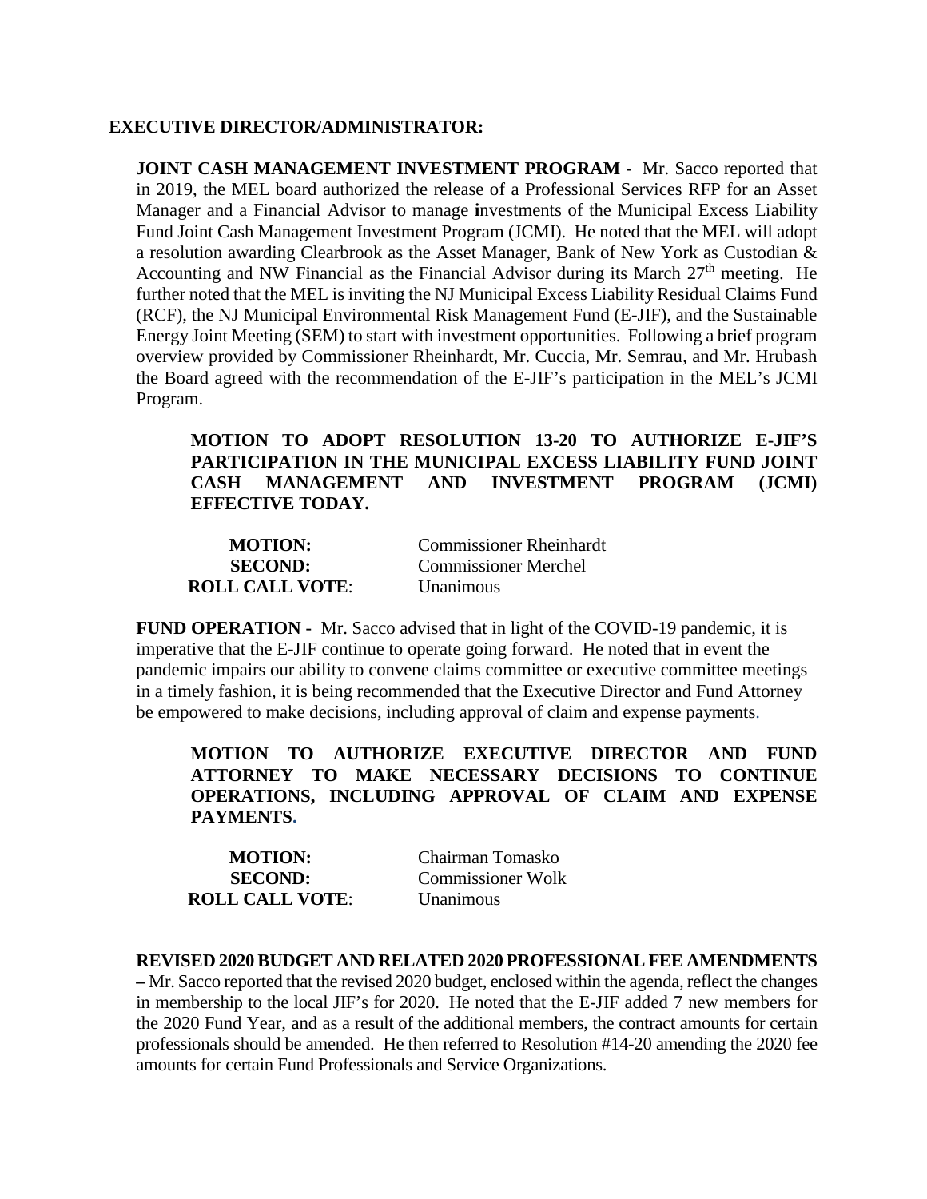**EXECUTIVE DIRECTOR/ADMINISTRATOR:**

**JOINT CASH MANAGEMENT INVESTMENT PROGRAM** - Mr. Sacco reported that in 2019, the MEL board authorized the release of a Professional Services RFP for an Asset Manager and a Financial Advisor to manage investments of the Municipal Excess Liability Fund Joint Cash Management Investment Program (JCMI). He noted that the MEL will adopt a resolution awarding Clearbrook as the Asset Manager, Bank of New York as Custodian & Accounting and NW Financial as the Financial Advisor during its March 27th meeting. He further noted that the MEL is inviting the NJ Municipal Excess Liability Residual Claims Fund (RCF), the NJ Municipal Environmental Risk Management Fund (E-JIF), and the Sustainable Energy Joint Meeting (SEM) to start with investment opportunities. Following a brief program overview provided by Commissioner Rheinhardt, Mr. Cuccia, Mr. Semrau, and Mr. Hrubash the Board agreed with the recommendation of the E-JIF's participation in the MEL's JCMI Program.

**MOTION TO ADOPT RESOLUTION 13-20 TO AUTHORIZE E-JIF'S PARTICIPATION IN THE MUNICIPAL EXCESS LIABILITY FUND JOINT CASH MANAGEMENT AND INVESTMENT PROGRAM (JCMI) EFFECTIVE TODAY.**

| | |
|---|---|
| **MOTION:** | Commissioner Rheinhardt |
| **SECOND:** | Commissioner Merchel |
| **ROLL CALL VOTE:** | Unanimous |

**FUND OPERATION -** Mr. Sacco advised that in light of the COVID-19 pandemic, it is imperative that the E-JIF continue to operate going forward. He noted that in event the pandemic impairs our ability to convene claims committee or executive committee meetings in a timely fashion, it is being recommended that the Executive Director and Fund Attorney be empowered to make decisions, including approval of claim and expense payments.

**MOTION TO AUTHORIZE EXECUTIVE DIRECTOR AND FUND ATTORNEY TO MAKE NECESSARY DECISIONS TO CONTINUE OPERATIONS, INCLUDING APPROVAL OF CLAIM AND EXPENSE PAYMENTS.**

| | |
|---|---|
| **MOTION:** | Chairman Tomasko |
| **SECOND:** | Commissioner Wolk |
| **ROLL CALL VOTE:** | Unanimous |

**REVISED 2020 BUDGET AND RELATED 2020 PROFESSIONAL FEE AMENDMENTS –** Mr. Sacco reported that the revised 2020 budget, enclosed within the agenda, reflect the changes in membership to the local JIF's for 2020. He noted that the E-JIF added 7 new members for the 2020 Fund Year, and as a result of the additional members, the contract amounts for certain professionals should be amended. He then referred to Resolution #14-20 amending the 2020 fee amounts for certain Fund Professionals and Service Organizations.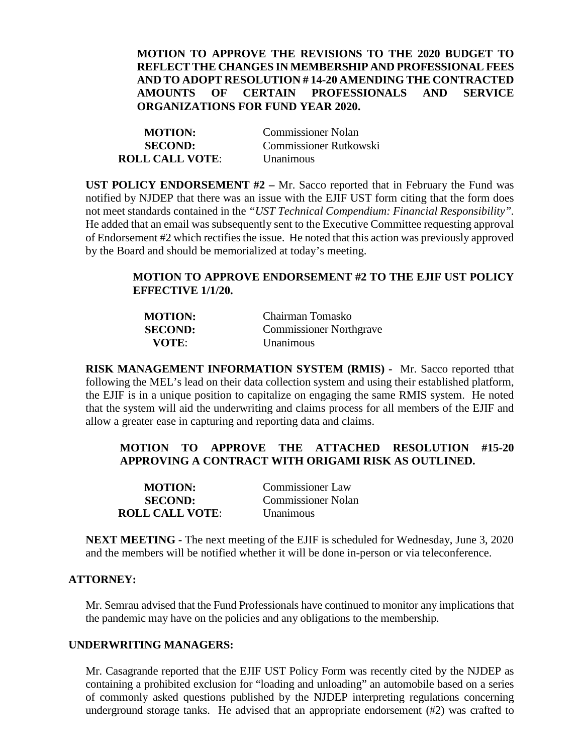**MOTION TO APPROVE THE REVISIONS TO THE 2020 BUDGET TO REFLECT THE CHANGES IN MEMBERSHIP AND PROFESSIONAL FEES AND TO ADOPT RESOLUTION # 14-20 AMENDING THE CONTRACTED AMOUNTS OF CERTAIN PROFESSIONALS AND SERVICE ORGANIZATIONS FOR FUND YEAR 2020.**

| | |
|---|---|
| **MOTION:** | Commissioner Nolan |
| **SECOND:** | Commissioner Rutkowski |
| **ROLL CALL VOTE**: | Unanimous |

**UST POLICY ENDORSEMENT #2 –** Mr. Sacco reported that in February the Fund was notified by NJDEP that there was an issue with the EJIF UST form citing that the form does not meet standards contained in the *"UST Technical Compendium: Financial Responsibility"*. He added that an email was subsequently sent to the Executive Committee requesting approval of Endorsement #2 which rectifies the issue. He noted that this action was previously approved by the Board and should be memorialized at today's meeting.

**MOTION TO APPROVE ENDORSEMENT #2 TO THE EJIF UST POLICY EFFECTIVE 1/1/20.**

| | |
|---|---|
| **MOTION:** | Chairman Tomasko |
| **SECOND:** | Commissioner Northgrave |
| **VOTE**: | Unanimous |

**RISK MANAGEMENT INFORMATION SYSTEM (RMIS) -** Mr. Sacco reported tthat following the MEL's lead on their data collection system and using their established platform, the EJIF is in a unique position to capitalize on engaging the same RMIS system. He noted that the system will aid the underwriting and claims process for all members of the EJIF and allow a greater ease in capturing and reporting data and claims.

**MOTION TO APPROVE THE ATTACHED RESOLUTION #15-20 APPROVING A CONTRACT WITH ORIGAMI RISK AS OUTLINED.**

| | |
|---|---|
| **MOTION:** | Commissioner Law |
| **SECOND:** | Commissioner Nolan |
| **ROLL CALL VOTE**: | Unanimous |

**NEXT MEETING -** The next meeting of the EJIF is scheduled for Wednesday, June 3, 2020 and the members will be notified whether it will be done in-person or via teleconference.

**ATTORNEY:**

Mr. Semrau advised that the Fund Professionals have continued to monitor any implications that the pandemic may have on the policies and any obligations to the membership.

**UNDERWRITING MANAGERS:**

Mr. Casagrande reported that the EJIF UST Policy Form was recently cited by the NJDEP as containing a prohibited exclusion for "loading and unloading" an automobile based on a series of commonly asked questions published by the NJDEP interpreting regulations concerning underground storage tanks. He advised that an appropriate endorsement (#2) was crafted to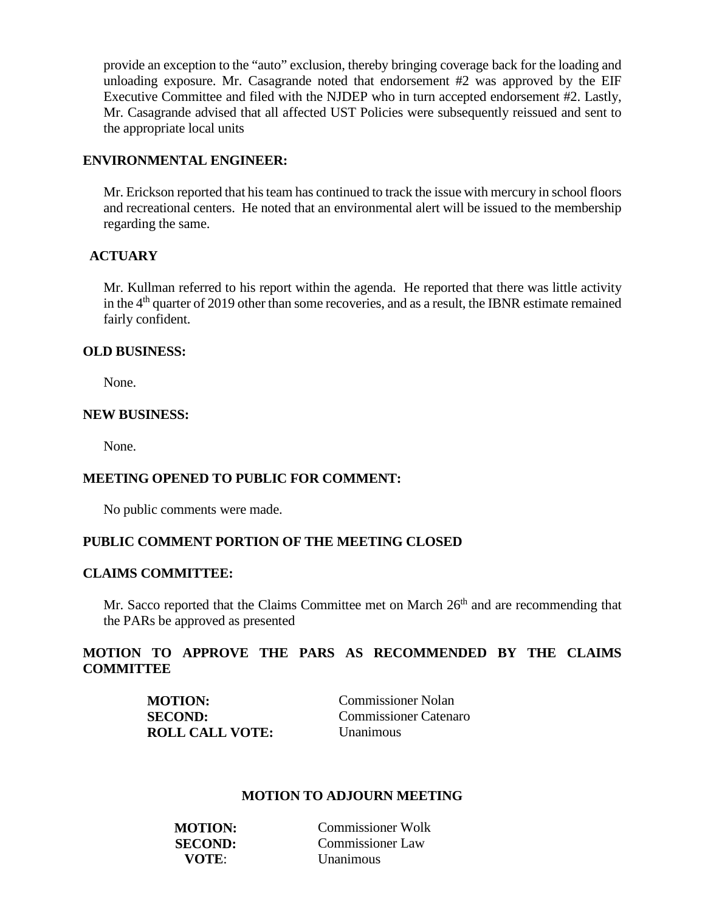provide an exception to the "auto" exclusion, thereby bringing coverage back for the loading and unloading exposure. Mr. Casagrande noted that endorsement #2 was approved by the EIF Executive Committee and filed with the NJDEP who in turn accepted endorsement #2. Lastly, Mr. Casagrande advised that all affected UST Policies were subsequently reissued and sent to the appropriate local units

**ENVIRONMENTAL ENGINEER:**

Mr. Erickson reported that his team has continued to track the issue with mercury in school floors and recreational centers. He noted that an environmental alert will be issued to the membership regarding the same.

**ACTUARY**

Mr. Kullman referred to his report within the agenda. He reported that there was little activity in the 4th quarter of 2019 other than some recoveries, and as a result, the IBNR estimate remained fairly confident.

**OLD BUSINESS:**

None.

**NEW BUSINESS:**

None.

**MEETING OPENED TO PUBLIC FOR COMMENT:**

No public comments were made.

**PUBLIC COMMENT PORTION OF THE MEETING CLOSED**

**CLAIMS COMMITTEE:**

Mr. Sacco reported that the Claims Committee met on March 26th and are recommending that the PARs be approved as presented

**MOTION TO APPROVE THE PARS AS RECOMMENDED BY THE CLAIMS COMMITTEE**

**MOTION:** Commissioner Nolan
**SECOND:** Commissioner Catenaro
**ROLL CALL VOTE:** Unanimous

**MOTION TO ADJOURN MEETING**

**MOTION:** Commissioner Wolk
**SECOND:** Commissioner Law
**VOTE**: Unanimous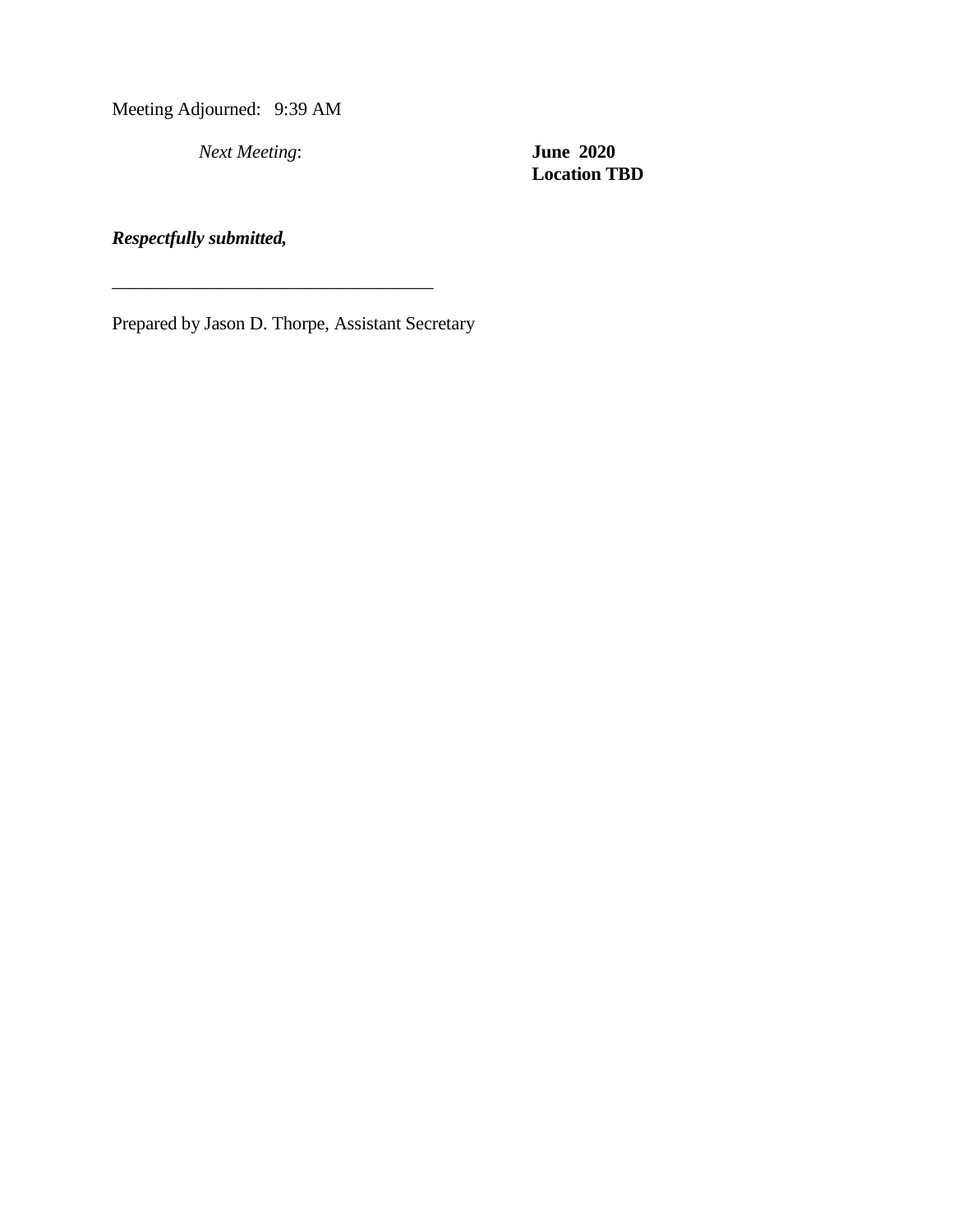Meeting Adjourned: 9:39 AM

*Next Meeting*: **June 2020**
**Location TBD**

***Respectfully submitted,***

___________________________________

Prepared by Jason D. Thorpe, Assistant Secretary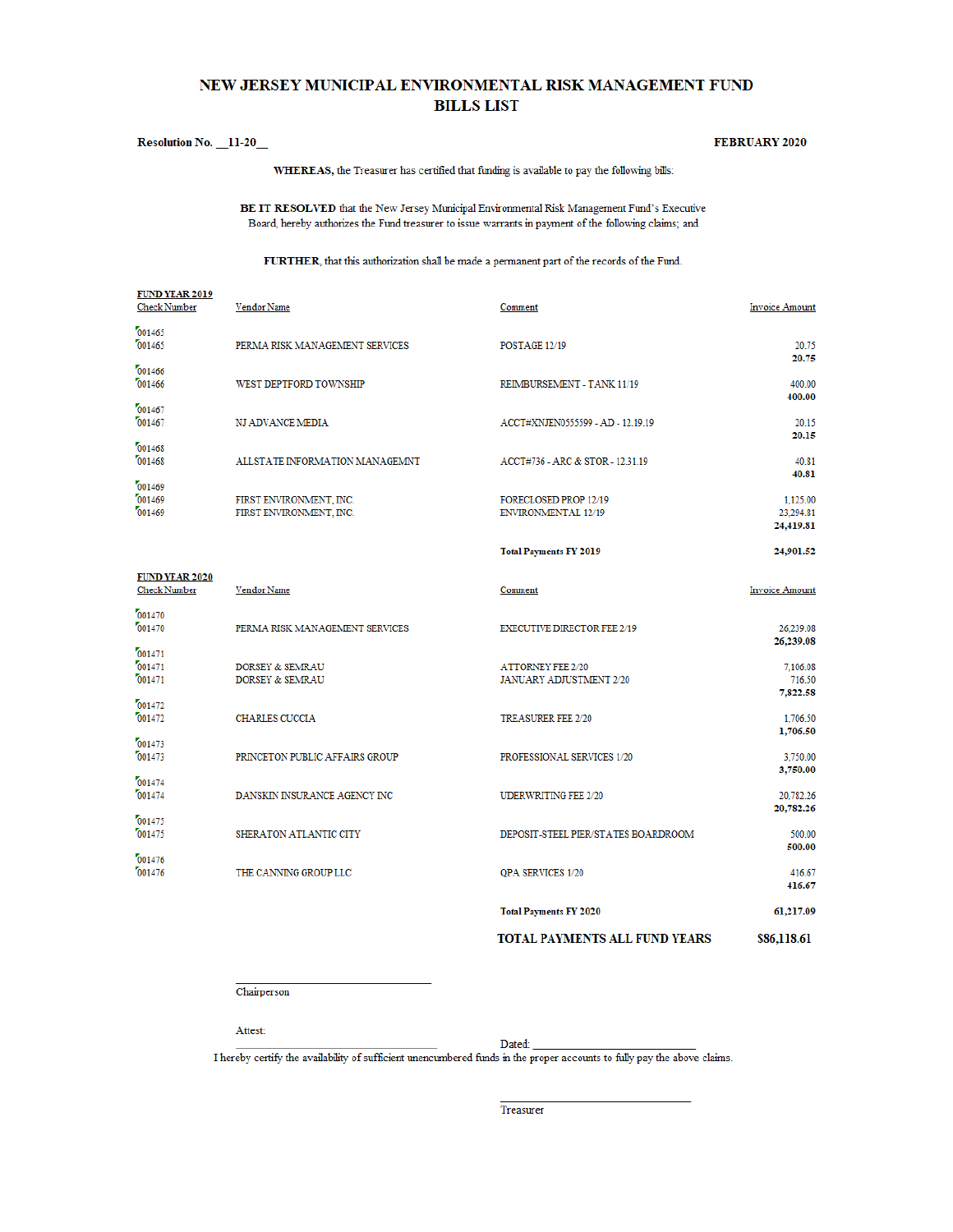# NEW JERSEY MUNICIPAL ENVIRONMENTAL RISK MANAGEMENT FUND
# BILLS LIST

**Resolution No. __11-20__** **FEBRUARY 2020**

**WHEREAS,** the Treasurer has certified that funding is available to pay the following bills:

**BE IT RESOLVED** that the New Jersey Municipal Environmental Risk Management Fund's Executive Board, hereby authorizes the Fund treasurer to issue warrants in payment of the following claims; and

**FURTHER**, that this authorization shall be made a permanent part of the records of the Fund.

**FUND YEAR 2019**

| Check Number | Vendor Name | Comment | Invoice Amount |
|---|---|---|---|
| 001465 | | | |
| 001465 | PERMA RISK MANAGEMENT SERVICES | POSTAGE 12/19 | 20.75 |
| | | | **20.75** |
| 001466 | | | |
| 001466 | WEST DEPTFORD TOWNSHIP | REIMBURSEMENT - TANK 11/19 | 400.00 |
| | | | **400.00** |
| 001467 | | | |
| 001467 | NJ ADVANCE MEDIA | ACCT#XNJEN0555599 - AD - 12.19.19 | 20.15 |
| | | | **20.15** |
| 001468 | | | |
| 001468 | ALLSTATE INFORMATION MANAGEMNT | ACCT#736 - ARC & STOR - 12.31.19 | 40.81 |
| | | | **40.81** |
| 001469 | | | |
| 001469 | FIRST ENVIRONMENT, INC. | FORECLOSED PROP 12/19 | 1,125.00 |
| 001469 | FIRST ENVIRONMENT, INC. | ENVIRONMENTAL 12/19 | 23,294.81 |
| | | | **24,419.81** |
| | | **Total Payments FY 2019** | **24,901.52** |

**FUND YEAR 2020**

| Check Number | Vendor Name | Comment | Invoice Amount |
|---|---|---|---|
| 001470 | | | |
| 001470 | PERMA RISK MANAGEMENT SERVICES | EXECUTIVE DIRECTOR FEE 2/19 | 26,239.08 |
| | | | **26,239.08** |
| 001471 | | | |
| 001471 | DORSEY & SEMRAU | ATTORNEY FEE 2/20 | 7,106.08 |
| 001471 | DORSEY & SEMRAU | JANUARY ADJUSTMENT 2/20 | 716.50 |
| | | | **7,822.58** |
| 001472 | | | |
| 001472 | CHARLES CUCCIA | TREASURER FEE 2/20 | 1,706.50 |
| | | | **1,706.50** |
| 001473 | | | |
| 001473 | PRINCETON PUBLIC AFFAIRS GROUP | PROFESSIONAL SERVICES 1/20 | 3,750.00 |
| | | | **3,750.00** |
| 001474 | | | |
| 001474 | DANSKIN INSURANCE AGENCY INC | UDERWRITING FEE 2/20 | 20,782.26 |
| | | | **20,782.26** |
| 001475 | | | |
| 001475 | SHERATON ATLANTIC CITY | DEPOSIT-STEEL PIER/STATES BOARDROOM | 500.00 |
| | | | **500.00** |
| 001476 | | | |
| 001476 | THE CANNING GROUP LLC | QPA SERVICES 1/20 | 416.67 |
| | | | **416.67** |
| | | **Total Payments FY 2020** | **61,217.09** |
| | | **TOTAL PAYMENTS ALL FUND YEARS** | **$86,118.61** |

______________________________
Chairperson

Attest:

______________________________ Dated: ______________________________

I hereby certify the availability of sufficient unencumbered funds in the proper accounts to fully pay the above claims.

______________________________
Treasurer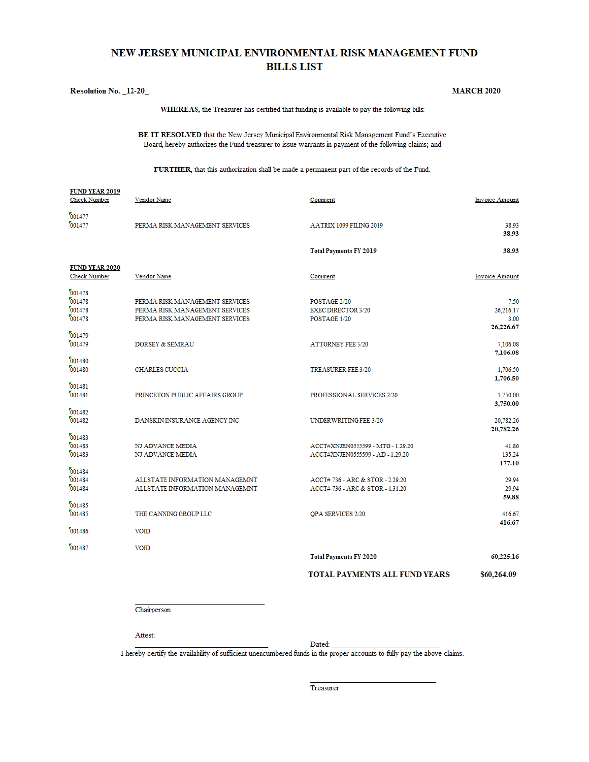# NEW JERSEY MUNICIPAL ENVIRONMENTAL RISK MANAGEMENT FUND
## BILLS LIST

**Resolution No. _12-20_** **MARCH 2020**

**WHEREAS,** the Treasurer has certified that funding is available to pay the following bills:

**BE IT RESOLVED** that the New Jersey Municipal Environmental Risk Management Fund's Executive Board, hereby authorizes the Fund treasurer to issue warrants in payment of the following claims; and

**FURTHER**, that this authorization shall be made a permanent part of the records of the Fund.

**FUND YEAR 2019**

| Check Number | Vendor Name | Comment | Invoice Amount |
|---|---|---|---|
| 001477 | | | |
| 001477 | PERMA RISK MANAGEMENT SERVICES | AATRIX 1099 FILING 2019 | 38.93 |
| | | | **38.93** |
| | | **Total Payments FY 2019** | **38.93** |

**FUND YEAR 2020**

| Check Number | Vendor Name | Comment | Invoice Amount |
|---|---|---|---|
| 001478 | | | |
| 001478 | PERMA RISK MANAGEMENT SERVICES | POSTAGE 2/20 | 7.50 |
| 001478 | PERMA RISK MANAGEMENT SERVICES | EXEC DIRECTOR 3/20 | 26,216.17 |
| 001478 | PERMA RISK MANAGEMENT SERVICES | POSTAGE 1/20 | 3.00 |
| | | | **26,226.67** |
| 001479 | | | |
| 001479 | DORSEY & SEMRAU | ATTORNEY FEE 3/20 | 7,106.08 |
| | | | **7,106.08** |
| 001480 | | | |
| 001480 | CHARLES CUCCIA | TREASURER FEE 3/20 | 1,706.50 |
| | | | **1,706.50** |
| 001481 | | | |
| 001481 | PRINCETON PUBLIC AFFAIRS GROUP | PROFESSIONAL SERVICES 2/20 | 3,750.00 |
| | | | **3,750.00** |
| 001482 | | | |
| 001482 | DANSKIN INSURANCE AGENCY INC | UNDERWRITING FEE 3/20 | 20,782.26 |
| | | | **20,782.26** |
| 001483 | | | |
| 001483 | NJ ADVANCE MEDIA | ACCT#XNJEN0555599 - MTG - 1.29.20 | 41.86 |
| 001483 | NJ ADVANCE MEDIA | ACCT#XNJEN0555599 - AD - 1.29.20 | 135.24 |
| | | | **177.10** |
| 001484 | | | |
| 001484 | ALLSTATE INFORMATION MANAGEMNT | ACCT# 736 - ARC & STOR - 2.29.20 | 29.94 |
| 001484 | ALLSTATE INFORMATION MANAGEMNT | ACCT# 736 - ARC & STOR - 1.31.20 | 29.94 |
| | | | **59.88** |
| 001485 | | | |
| 001485 | THE CANNING GROUP LLC | QPA SERVICES 2/20 | 416.67 |
| | | | **416.67** |
| 001486 | VOID | | |
| 001487 | VOID | | |
| | | **Total Payments FY 2020** | **60,225.16** |
| | | **TOTAL PAYMENTS ALL FUND YEARS** | **$60,264.09** |

\_\_\_\_\_\_\_\_\_\_\_\_\_\_\_\_\_\_\_\_\_\_\_\_\_\_\_\_\_\_\_\_
Chairperson

Attest:
\_\_\_\_\_\_\_\_\_\_\_\_\_\_\_\_\_\_\_\_\_\_\_\_\_\_\_\_\_\_\_\_ Dated: \_\_\_\_\_\_\_\_\_\_\_\_\_\_\_\_\_\_\_\_\_\_\_\_\_\_\_\_

I hereby certify the availability of sufficient unencumbered funds in the proper accounts to fully pay the above claims.

\_\_\_\_\_\_\_\_\_\_\_\_\_\_\_\_\_\_\_\_\_\_\_\_\_\_\_\_\_\_\_\_
Treasurer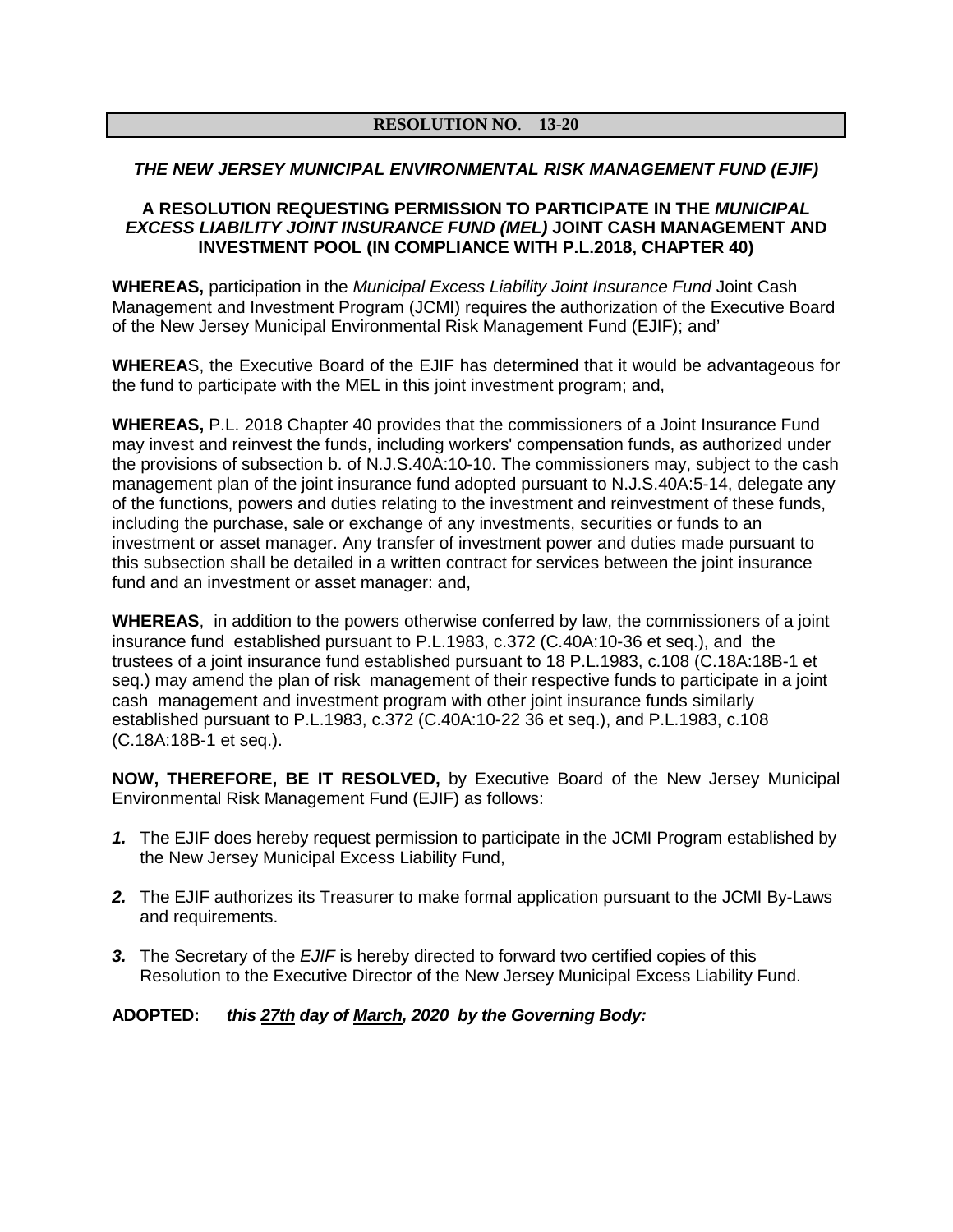**RESOLUTION NO. 13-20**

***THE NEW JERSEY MUNICIPAL ENVIRONMENTAL RISK MANAGEMENT FUND (EJIF)***

**A RESOLUTION REQUESTING PERMISSION TO PARTICIPATE IN THE *MUNICIPAL EXCESS LIABILITY JOINT INSURANCE FUND (MEL)* JOINT CASH MANAGEMENT AND INVESTMENT POOL (IN COMPLIANCE WITH P.L.2018, CHAPTER 40)**

**WHEREAS,** participation in the *Municipal Excess Liability Joint Insurance Fund* Joint Cash Management and Investment Program (JCMI) requires the authorization of the Executive Board of the New Jersey Municipal Environmental Risk Management Fund (EJIF); and'

**WHEREA**S, the Executive Board of the EJIF has determined that it would be advantageous for the fund to participate with the MEL in this joint investment program; and,

**WHEREAS,** P.L. 2018 Chapter 40 provides that the commissioners of a Joint Insurance Fund may invest and reinvest the funds, including workers' compensation funds, as authorized under the provisions of subsection b. of N.J.S.40A:10-10. The commissioners may, subject to the cash management plan of the joint insurance fund adopted pursuant to N.J.S.40A:5-14, delegate any of the functions, powers and duties relating to the investment and reinvestment of these funds, including the purchase, sale or exchange of any investments, securities or funds to an investment or asset manager. Any transfer of investment power and duties made pursuant to this subsection shall be detailed in a written contract for services between the joint insurance fund and an investment or asset manager: and,

**WHEREAS**, in addition to the powers otherwise conferred by law, the commissioners of a joint insurance fund established pursuant to P.L.1983, c.372 (C.40A:10-36 et seq.), and the trustees of a joint insurance fund established pursuant to 18 P.L.1983, c.108 (C.18A:18B-1 et seq.) may amend the plan of risk management of their respective funds to participate in a joint cash management and investment program with other joint insurance funds similarly established pursuant to P.L.1983, c.372 (C.40A:10-22 36 et seq.), and P.L.1983, c.108 (C.18A:18B-1 et seq.).

**NOW, THEREFORE, BE IT RESOLVED,** by Executive Board of the New Jersey Municipal Environmental Risk Management Fund (EJIF) as follows:

1. The EJIF does hereby request permission to participate in the JCMI Program established by the New Jersey Municipal Excess Liability Fund,
2. The EJIF authorizes its Treasurer to make formal application pursuant to the JCMI By-Laws and requirements.
3. The Secretary of the *EJIF* is hereby directed to forward two certified copies of this Resolution to the Executive Director of the New Jersey Municipal Excess Liability Fund.

**ADOPTED:** ***this 27th day of March, 2020 by the Governing Body:***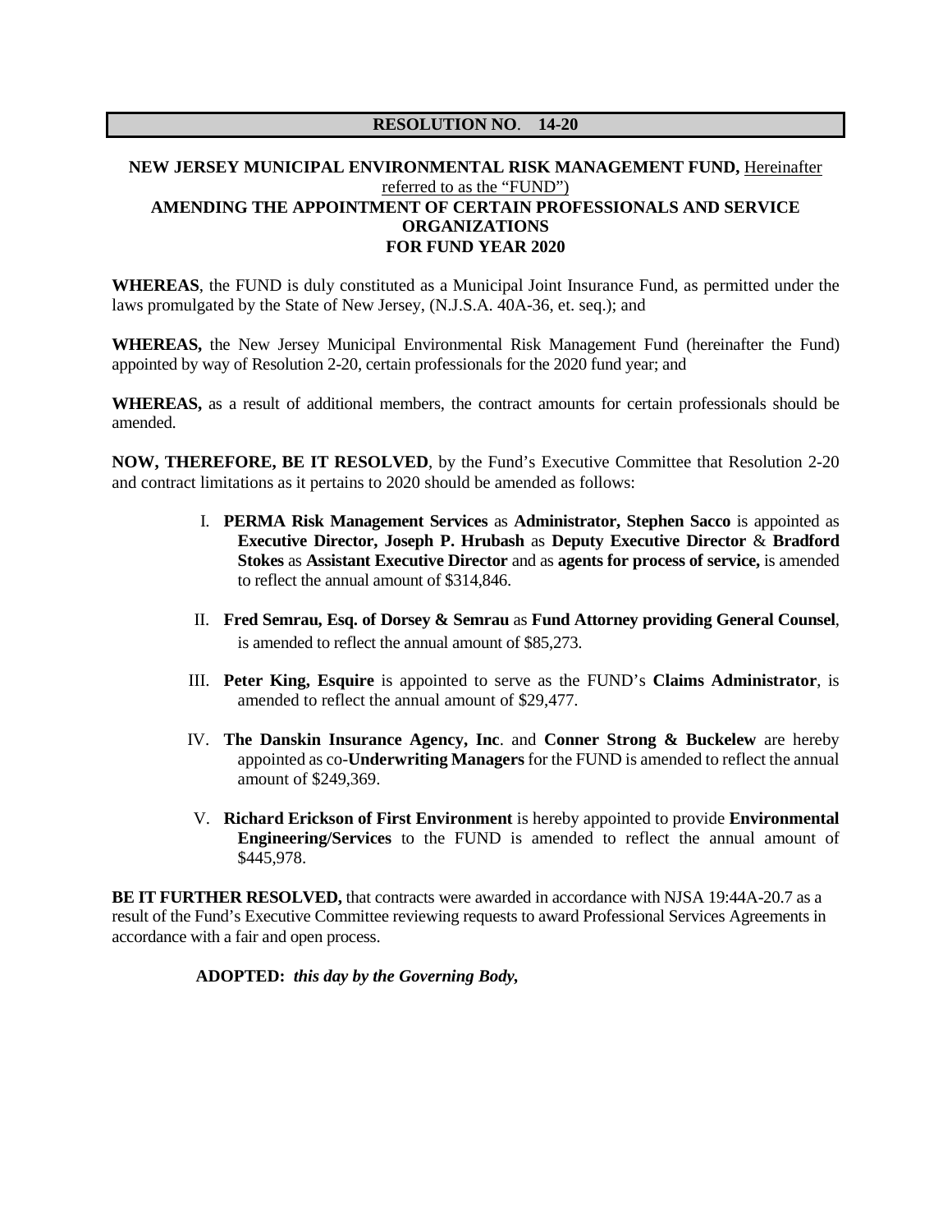**RESOLUTION NO. 14-20**

**NEW JERSEY MUNICIPAL ENVIRONMENTAL RISK MANAGEMENT FUND,** Hereinafter referred to as the "FUND")
**AMENDING THE APPOINTMENT OF CERTAIN PROFESSIONALS AND SERVICE ORGANIZATIONS**
**FOR FUND YEAR 2020**

**WHEREAS**, the FUND is duly constituted as a Municipal Joint Insurance Fund, as permitted under the laws promulgated by the State of New Jersey, (N.J.S.A. 40A-36, et. seq.); and

**WHEREAS,** the New Jersey Municipal Environmental Risk Management Fund (hereinafter the Fund) appointed by way of Resolution 2-20, certain professionals for the 2020 fund year; and

**WHEREAS,** as a result of additional members, the contract amounts for certain professionals should be amended.

**NOW, THEREFORE, BE IT RESOLVED**, by the Fund's Executive Committee that Resolution 2-20 and contract limitations as it pertains to 2020 should be amended as follows:

I. **PERMA Risk Management Services** as **Administrator, Stephen Sacco** is appointed as **Executive Director, Joseph P. Hrubash** as **Deputy Executive Director** & **Bradford Stokes** as **Assistant Executive Director** and as **agents for process of service,** is amended to reflect the annual amount of $314,846.

II. **Fred Semrau, Esq. of Dorsey & Semrau** as **Fund Attorney providing General Counsel**, is amended to reflect the annual amount of $85,273.

III. **Peter King, Esquire** is appointed to serve as the FUND's **Claims Administrator**, is amended to reflect the annual amount of $29,477.

IV. **The Danskin Insurance Agency, Inc**. and **Conner Strong & Buckelew** are hereby appointed as co-**Underwriting Managers** for the FUND is amended to reflect the annual amount of $249,369.

V. **Richard Erickson of First Environment** is hereby appointed to provide **Environmental Engineering/Services** to the FUND is amended to reflect the annual amount of $445,978.

**BE IT FURTHER RESOLVED,** that contracts were awarded in accordance with NJSA 19:44A-20.7 as a result of the Fund's Executive Committee reviewing requests to award Professional Services Agreements in accordance with a fair and open process.

**ADOPTED:** ***this day by the Governing Body,***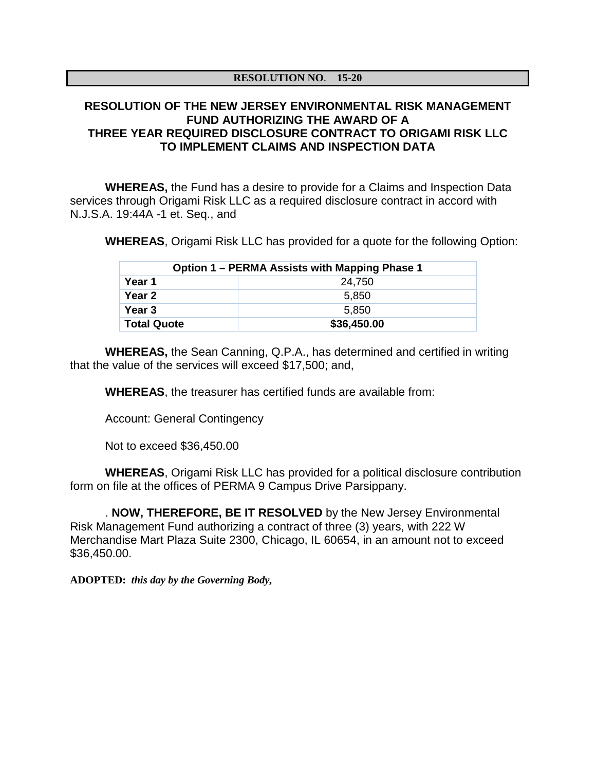**RESOLUTION NO. 15-20**

# RESOLUTION OF THE NEW JERSEY ENVIRONMENTAL RISK MANAGEMENT FUND AUTHORIZING THE AWARD OF A THREE YEAR REQUIRED DISCLOSURE CONTRACT TO ORIGAMI RISK LLC TO IMPLEMENT CLAIMS AND INSPECTION DATA

**WHEREAS,** the Fund has a desire to provide for a Claims and Inspection Data services through Origami Risk LLC as a required disclosure contract in accord with N.J.S.A. 19:44A -1 et. Seq., and

**WHEREAS**, Origami Risk LLC has provided for a quote for the following Option:

| Option 1 – PERMA Assists with Mapping Phase 1 | |
|---|---|
| **Year 1** | 24,750 |
| **Year 2** | 5,850 |
| **Year 3** | 5,850 |
| **Total Quote** | **$36,450.00** |

**WHEREAS,** the Sean Canning, Q.P.A., has determined and certified in writing that the value of the services will exceed $17,500; and,

**WHEREAS**, the treasurer has certified funds are available from:

Account: General Contingency

Not to exceed $36,450.00

**WHEREAS**, Origami Risk LLC has provided for a political disclosure contribution form on file at the offices of PERMA 9 Campus Drive Parsippany.

. **NOW, THEREFORE, BE IT RESOLVED** by the New Jersey Environmental Risk Management Fund authorizing a contract of three (3) years, with 222 W Merchandise Mart Plaza Suite 2300, Chicago, IL 60654, in an amount not to exceed $36,450.00.

**ADOPTED:** ***this day by the Governing Body,***